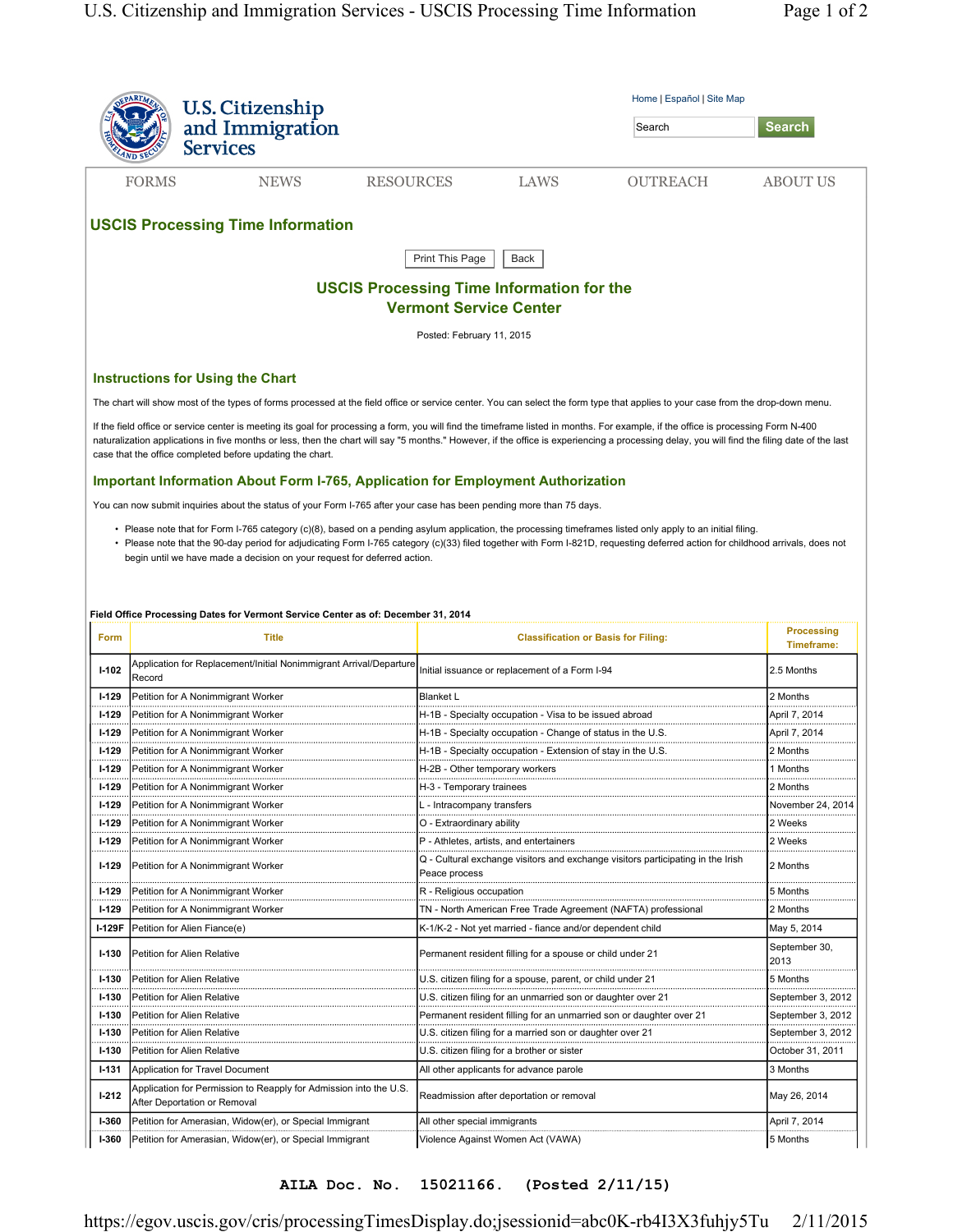U.S. Citizenship and Immigration Services

Home | Español | Site Map

FORMS NEWS RESOURCES LAWS OUTREACH ABOUT US

## USCIS Processing Time Information

Print This Page | Back

### USCIS Processing Time Information for the Vermont Service Center

Posted: February 11, 2015

### Instructions for Using the Chart

The chart will show most of the types of forms processed at the field office or service center. You can select the form type that applies to your case from the drop-down menu.

If the field office or service center is meeting its goal for processing a form, you will find the timeframe listed in months. For example, if the office is processing Form N-400 naturalization applications in five months or less, then the chart will say "5 months." However, if the office is experiencing a processing delay, you will find the filing date of the last case that the office completed before updating the chart.

### Important Information About Form I-765, Application for Employment Authorization

You can now submit inquiries about the status of your Form I-765 after your case has been pending more than 75 days.

- Please note that for Form I-765 category (c)(8), based on a pending asylum application, the processing timeframes listed only apply to an initial filing.
- Please note that the 90-day period for adjudicating Form I-765 category (c)(33) filed together with Form I-821D, requesting deferred action for childhood arrivals, does not begin until we have made a decision on your request for deferred action.

**Field Office Processing Dates for Vermont Service Center as of: December 31, 2014**

| Form | Title | Classification or Basis for Filing: | Processing Timeframe: |
|---|---|---|---|
| I-102 | Application for Replacement/Initial Nonimmigrant Arrival/Departure Record | Initial issuance or replacement of a Form I-94 | 2.5 Months |
| I-129 | Petition for A Nonimmigrant Worker | Blanket L | 2 Months |
| I-129 | Petition for A Nonimmigrant Worker | H-1B - Specialty occupation - Visa to be issued abroad | April 7, 2014 |
| I-129 | Petition for A Nonimmigrant Worker | H-1B - Specialty occupation - Change of status in the U.S. | April 7, 2014 |
| I-129 | Petition for A Nonimmigrant Worker | H-1B - Specialty occupation - Extension of stay in the U.S. | 2 Months |
| I-129 | Petition for A Nonimmigrant Worker | H-2B - Other temporary workers | 1 Months |
| I-129 | Petition for A Nonimmigrant Worker | H-3 - Temporary trainees | 2 Months |
| I-129 | Petition for A Nonimmigrant Worker | L - Intracompany transfers | November 24, 2014 |
| I-129 | Petition for A Nonimmigrant Worker | O - Extraordinary ability | 2 Weeks |
| I-129 | Petition for A Nonimmigrant Worker | P - Athletes, artists, and entertainers | 2 Weeks |
| I-129 | Petition for A Nonimmigrant Worker | Q - Cultural exchange visitors and exchange visitors participating in the Irish Peace process | 2 Months |
| I-129 | Petition for A Nonimmigrant Worker | R - Religious occupation | 5 Months |
| I-129 | Petition for A Nonimmigrant Worker | TN - North American Free Trade Agreement (NAFTA) professional | 2 Months |
| I-129F | Petition for Alien Fiance(e) | K-1/K-2 - Not yet married - fiance and/or dependent child | May 5, 2014 |
| I-130 | Petition for Alien Relative | Permanent resident filling for a spouse or child under 21 | September 30, 2013 |
| I-130 | Petition for Alien Relative | U.S. citizen filing for a spouse, parent, or child under 21 | 5 Months |
| I-130 | Petition for Alien Relative | U.S. citizen filling for an unmarried son or daughter over 21 | September 3, 2012 |
| I-130 | Petition for Alien Relative | Permanent resident filling for an unmarried son or daughter over 21 | September 3, 2012 |
| I-130 | Petition for Alien Relative | U.S. citizen filing for a married son or daughter over 21 | September 3, 2012 |
| I-130 | Petition for Alien Relative | U.S. citizen filing for a brother or sister | October 31, 2011 |
| I-131 | Application for Travel Document | All other applicants for advance parole | 3 Months |
| I-212 | Application for Permission to Reapply for Admission into the U.S. After Deportation or Removal | Readmission after deportation or removal | May 26, 2014 |
| I-360 | Petition for Amerasian, Widow(er), or Special Immigrant | All other special immigrants | April 7, 2014 |
| I-360 | Petition for Amerasian, Widow(er), or Special Immigrant | Violence Against Women Act (VAWA) | 5 Months |

AILA Doc. No. 15021166. (Posted 2/11/15)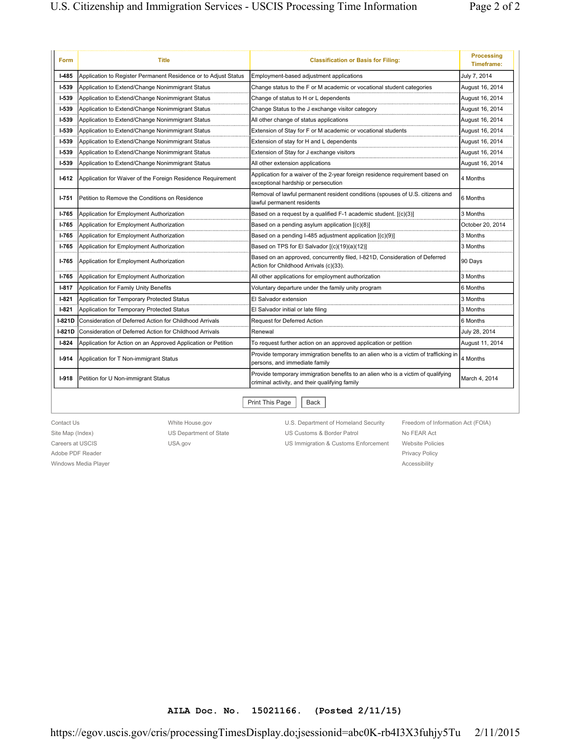| Form | Title | Classification or Basis for Filing: | Processing Timeframe: |
|---|---|---|---|
| **I-485** | Application to Register Permanent Residence or to Adjust Status | Employment-based adjustment applications | July 7, 2014 |
| **I-539** | Application to Extend/Change Nonimmigrant Status | Change status to the F or M academic or vocational student categories | August 16, 2014 |
| **I-539** | Application to Extend/Change Nonimmigrant Status | Change of status to H or L dependents | August 16, 2014 |
| **I-539** | Application to Extend/Change Nonimmigrant Status | Change Status to the J exchange visitor category | August 16, 2014 |
| **I-539** | Application to Extend/Change Nonimmigrant Status | All other change of status applications | August 16, 2014 |
| **I-539** | Application to Extend/Change Nonimmigrant Status | Extension of Stay for F or M academic or vocational students | August 16, 2014 |
| **I-539** | Application to Extend/Change Nonimmigrant Status | Extension of stay for H and L dependents | August 16, 2014 |
| **I-539** | Application to Extend/Change Nonimmigrant Status | Extension of Stay for J exchange visitors | August 16, 2014 |
| **I-539** | Application to Extend/Change Nonimmigrant Status | All other extension applications | August 16, 2014 |
| **I-612** | Application for Waiver of the Foreign Residence Requirement | Application for a waiver of the 2-year foreign residence requirement based on exceptional hardship or persecution | 4 Months |
| **I-751** | Petition to Remove the Conditions on Residence | Removal of lawful permanent resident conditions (spouses of U.S. citizens and lawful permanent residents | 6 Months |
| **I-765** | Application for Employment Authorization | Based on a request by a qualified F-1 academic student. [(c)(3)] | 3 Months |
| **I-765** | Application for Employment Authorization | Based on a pending asylum application [(c)(8)] | October 20, 2014 |
| **I-765** | Application for Employment Authorization | Based on a pending I-485 adjustment application [(c)(9)] | 3 Months |
| **I-765** | Application for Employment Authorization | Based on TPS for El Salvador [(c)(19)(a)(12)] | 3 Months |
| **I-765** | Application for Employment Authorization | Based on an approved, concurrently filed, I-821D, Consideration of Deferred Action for Childhood Arrivals (c)(33). | 90 Days |
| **I-765** | Application for Employment Authorization | All other applications for employment authorization | 3 Months |
| **I-817** | Application for Family Unity Benefits | Voluntary departure under the family unity program | 6 Months |
| **I-821** | Application for Temporary Protected Status | El Salvador extension | 3 Months |
| **I-821** | Application for Temporary Protected Status | El Salvador initial or late filing | 3 Months |
| **I-821D** | Consideration of Deferred Action for Childhood Arrivals | Request for Deferred Action | 6 Months |
| **I-821D** | Consideration of Deferred Action for Childhood Arrivals | Renewal | July 28, 2014 |
| **I-824** | Application for Action on an Approved Application or Petition | To request further action on an approved application or petition | August 11, 2014 |
| **I-914** | Application for T Non-immigrant Status | Provide temporary immigration benefits to an alien who is a victim of trafficking in persons, and immediate family | 4 Months |
| **I-918** | Petition for U Non-immigrant Status | Provide temporary immigration benefits to an alien who is a victim of qualifying criminal activity, and their qualifying family | March 4, 2014 |

Print This Page | Back

Contact Us
Site Map (Index)
Careers at USCIS
Adobe PDF Reader
Windows Media Player

White House.gov
US Department of State
USA.gov

U.S. Department of Homeland Security
US Customs & Border Patrol
US Immigration & Customs Enforcement

Freedom of Information Act (FOIA)
No FEAR Act
Website Policies
Privacy Policy
Accessibility

**AILA Doc. No. 15021166. (Posted 2/11/15)**

https://egov.uscis.gov/cris/processingTimesDisplay.do;jsessionid=abc0K-rb4I3X3fuhjy5Tu 2/11/2015